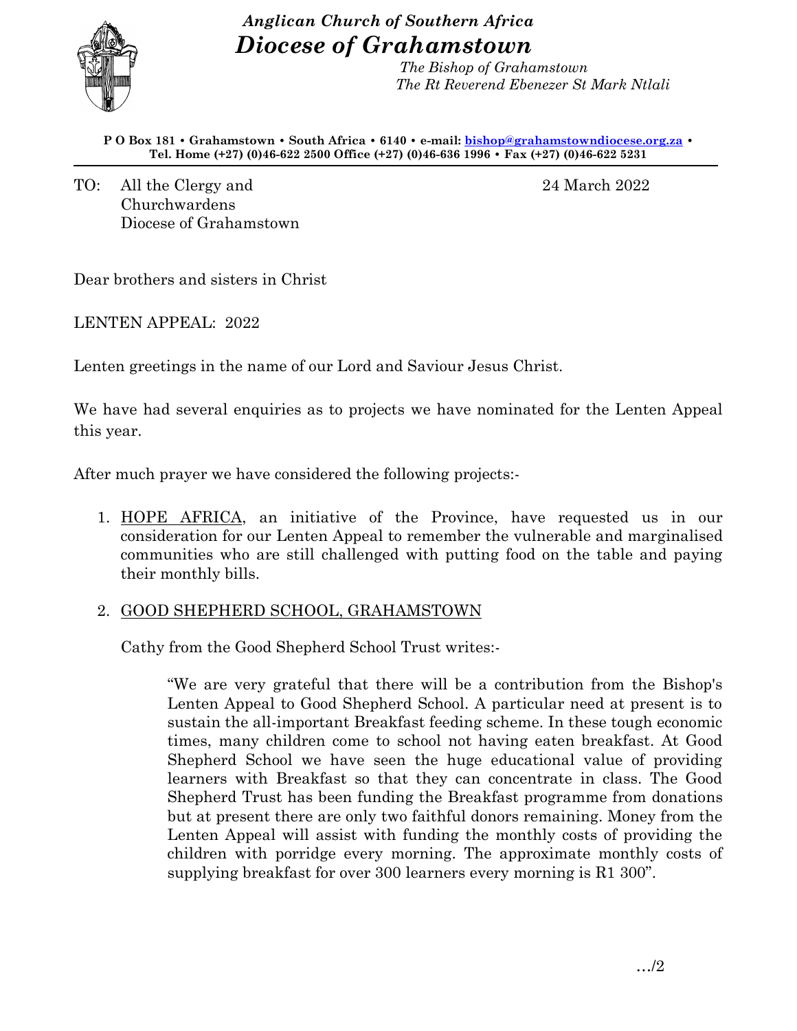*Anglican Church of Southern Africa*

# *Diocese of Grahamstown*

*The Bishop of Grahamstown*
*The Rt Reverend Ebenezer St Mark Ntlali*

**P O Box 181 • Grahamstown • South Africa • 6140 • e-mail: bishop@grahamstowndiocese.org.za •**
**Tel. Home (+27) (0)46-622 2500 Office (+27) (0)46-636 1996 • Fax (+27) (0)46-622 5231**

---

TO: All the Clergy and
Churchwardens
Diocese of Grahamstown

24 March 2022

Dear brothers and sisters in Christ

LENTEN APPEAL: 2022

Lenten greetings in the name of our Lord and Saviour Jesus Christ.

We have had several enquiries as to projects we have nominated for the Lenten Appeal this year.

After much prayer we have considered the following projects:-

1. HOPE AFRICA, an initiative of the Province, have requested us in our consideration for our Lenten Appeal to remember the vulnerable and marginalised communities who are still challenged with putting food on the table and paying their monthly bills.

2. GOOD SHEPHERD SCHOOL, GRAHAMSTOWN

   Cathy from the Good Shepherd School Trust writes:-

   > "We are very grateful that there will be a contribution from the Bishop's Lenten Appeal to Good Shepherd School. A particular need at present is to sustain the all-important Breakfast feeding scheme. In these tough economic times, many children come to school not having eaten breakfast. At Good Shepherd School we have seen the huge educational value of providing learners with Breakfast so that they can concentrate in class. The Good Shepherd Trust has been funding the Breakfast programme from donations but at present there are only two faithful donors remaining. Money from the Lenten Appeal will assist with funding the monthly costs of providing the children with porridge every morning. The approximate monthly costs of supplying breakfast for over 300 learners every morning is R1 300".

…/2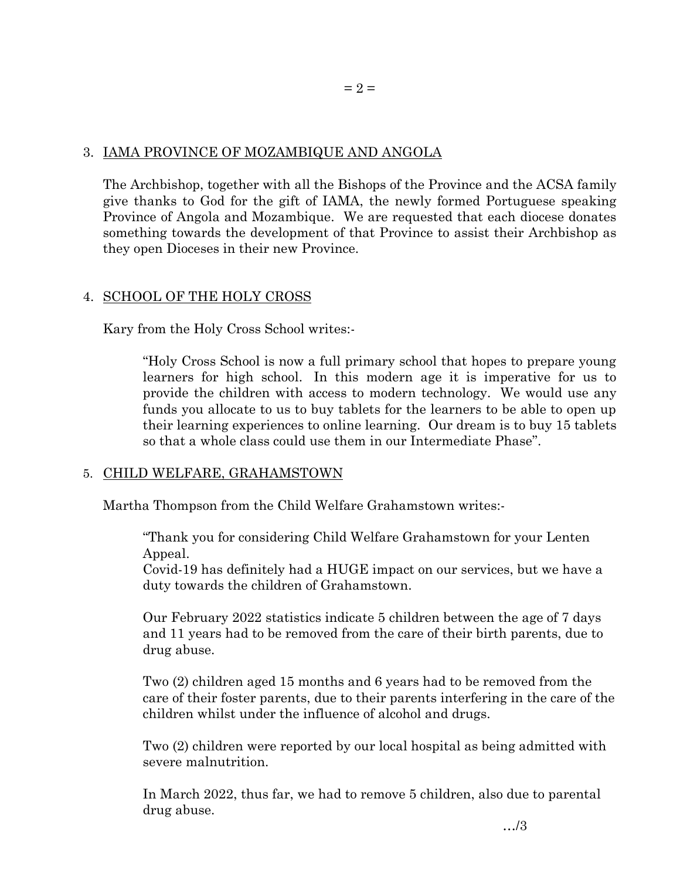3. <u>IAMA PROVINCE OF MOZAMBIQUE AND ANGOLA</u>

   The Archbishop, together with all the Bishops of the Province and the ACSA family give thanks to God for the gift of IAMA, the newly formed Portuguese speaking Province of Angola and Mozambique. We are requested that each diocese donates something towards the development of that Province to assist their Archbishop as they open Dioceses in their new Province.

4. <u>SCHOOL OF THE HOLY CROSS</u>

   Kary from the Holy Cross School writes:-

   > "Holy Cross School is now a full primary school that hopes to prepare young learners for high school. In this modern age it is imperative for us to provide the children with access to modern technology. We would use any funds you allocate to us to buy tablets for the learners to be able to open up their learning experiences to online learning. Our dream is to buy 15 tablets so that a whole class could use them in our Intermediate Phase".

5. <u>CHILD WELFARE, GRAHAMSTOWN</u>

   Martha Thompson from the Child Welfare Grahamstown writes:-

   > "Thank you for considering Child Welfare Grahamstown for your Lenten Appeal.
   > Covid-19 has definitely had a HUGE impact on our services, but we have a duty towards the children of Grahamstown.
   >
   > Our February 2022 statistics indicate 5 children between the age of 7 days and 11 years had to be removed from the care of their birth parents, due to drug abuse.
   >
   > Two (2) children aged 15 months and 6 years had to be removed from the care of their foster parents, due to their parents interfering in the care of the children whilst under the influence of alcohol and drugs.
   >
   > Two (2) children were reported by our local hospital as being admitted with severe malnutrition.
   >
   > In March 2022, thus far, we had to remove 5 children, also due to parental drug abuse.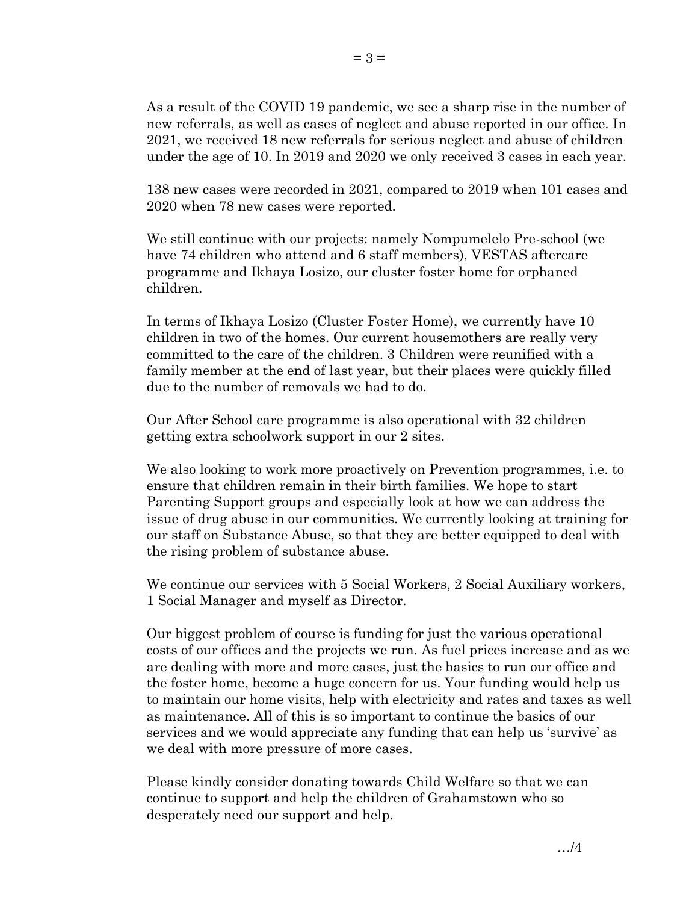As a result of the COVID 19 pandemic, we see a sharp rise in the number of new referrals, as well as cases of neglect and abuse reported in our office. In 2021, we received 18 new referrals for serious neglect and abuse of children under the age of 10. In 2019 and 2020 we only received 3 cases in each year.

138 new cases were recorded in 2021, compared to 2019 when 101 cases and 2020 when 78 new cases were reported.

We still continue with our projects: namely Nompumelelo Pre-school (we have 74 children who attend and 6 staff members), VESTAS aftercare programme and Ikhaya Losizo, our cluster foster home for orphaned children.

In terms of Ikhaya Losizo (Cluster Foster Home), we currently have 10 children in two of the homes. Our current housemothers are really very committed to the care of the children. 3 Children were reunified with a family member at the end of last year, but their places were quickly filled due to the number of removals we had to do.

Our After School care programme is also operational with 32 children getting extra schoolwork support in our 2 sites.

We also looking to work more proactively on Prevention programmes, i.e. to ensure that children remain in their birth families. We hope to start Parenting Support groups and especially look at how we can address the issue of drug abuse in our communities. We currently looking at training for our staff on Substance Abuse, so that they are better equipped to deal with the rising problem of substance abuse.

We continue our services with 5 Social Workers, 2 Social Auxiliary workers, 1 Social Manager and myself as Director.

Our biggest problem of course is funding for just the various operational costs of our offices and the projects we run. As fuel prices increase and as we are dealing with more and more cases, just the basics to run our office and the foster home, become a huge concern for us. Your funding would help us to maintain our home visits, help with electricity and rates and taxes as well as maintenance. All of this is so important to continue the basics of our services and we would appreciate any funding that can help us 'survive' as we deal with more pressure of more cases.

Please kindly consider donating towards Child Welfare so that we can continue to support and help the children of Grahamstown who so desperately need our support and help.

…/4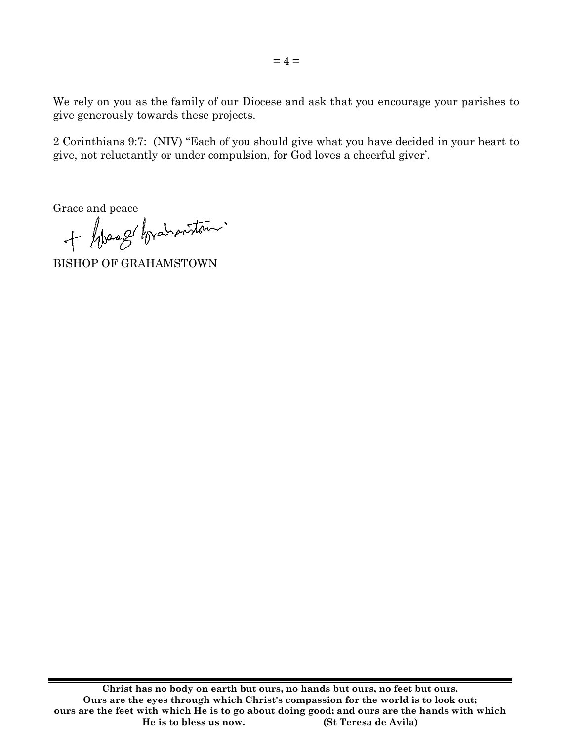We rely on you as the family of our Diocese and ask that you encourage your parishes to give generously towards these projects.

2 Corinthians 9:7: (NIV) "Each of you should give what you have decided in your heart to give, not reluctantly or under compulsion, for God loves a cheerful giver'.

Grace and peace

BISHOP OF GRAHAMSTOWN

**Christ has no body on earth but ours, no hands but ours, no feet but ours. Ours are the eyes through which Christ's compassion for the world is to look out; ours are the feet with which He is to go about doing good; and ours are the hands with which He is to bless us now. (St Teresa de Avila)**